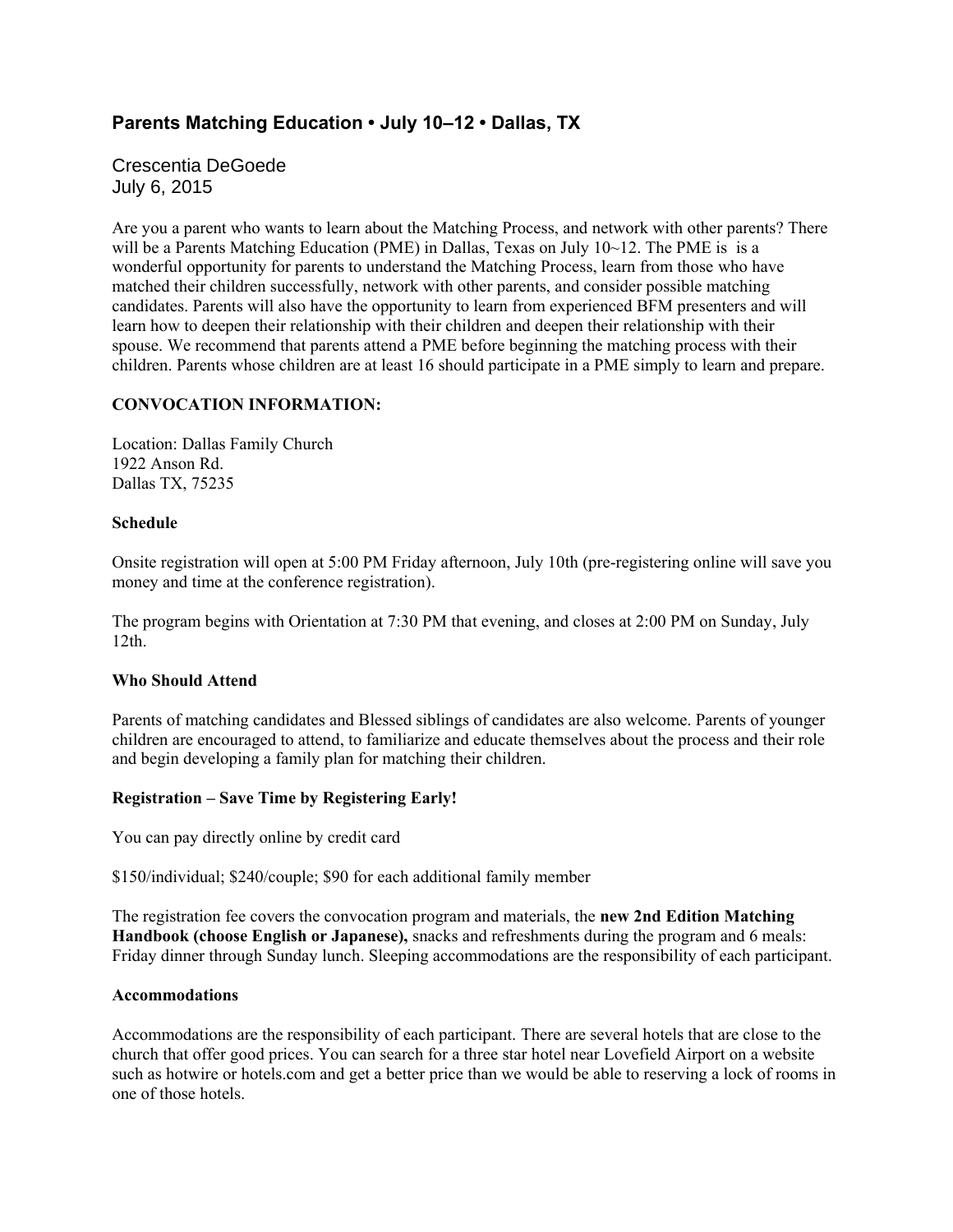## Parents Matching Education • July 10–12 • Dallas, TX

Crescentia DeGoede
July 6, 2015

Are you a parent who wants to learn about the Matching Process, and network with other parents? There will be a Parents Matching Education (PME) in Dallas, Texas on July 10~12. The PME is is a wonderful opportunity for parents to understand the Matching Process, learn from those who have matched their children successfully, network with other parents, and consider possible matching candidates. Parents will also have the opportunity to learn from experienced BFM presenters and will learn how to deepen their relationship with their children and deepen their relationship with their spouse. We recommend that parents attend a PME before beginning the matching process with their children. Parents whose children are at least 16 should participate in a PME simply to learn and prepare.

**CONVOCATION INFORMATION:**

Location: Dallas Family Church
1922 Anson Rd.
Dallas TX, 75235

**Schedule**

Onsite registration will open at 5:00 PM Friday afternoon, July 10th (pre-registering online will save you money and time at the conference registration).

The program begins with Orientation at 7:30 PM that evening, and closes at 2:00 PM on Sunday, July 12th.

**Who Should Attend**

Parents of matching candidates and Blessed siblings of candidates are also welcome. Parents of younger children are encouraged to attend, to familiarize and educate themselves about the process and their role and begin developing a family plan for matching their children.

**Registration – Save Time by Registering Early!**

You can pay directly online by credit card

$150/individual; $240/couple; $90 for each additional family member

The registration fee covers the convocation program and materials, the **new 2nd Edition Matching Handbook (choose English or Japanese),** snacks and refreshments during the program and 6 meals: Friday dinner through Sunday lunch. Sleeping accommodations are the responsibility of each participant.

**Accommodations**

Accommodations are the responsibility of each participant. There are several hotels that are close to the church that offer good prices. You can search for a three star hotel near Lovefield Airport on a website such as hotwire or hotels.com and get a better price than we would be able to reserving a lock of rooms in one of those hotels.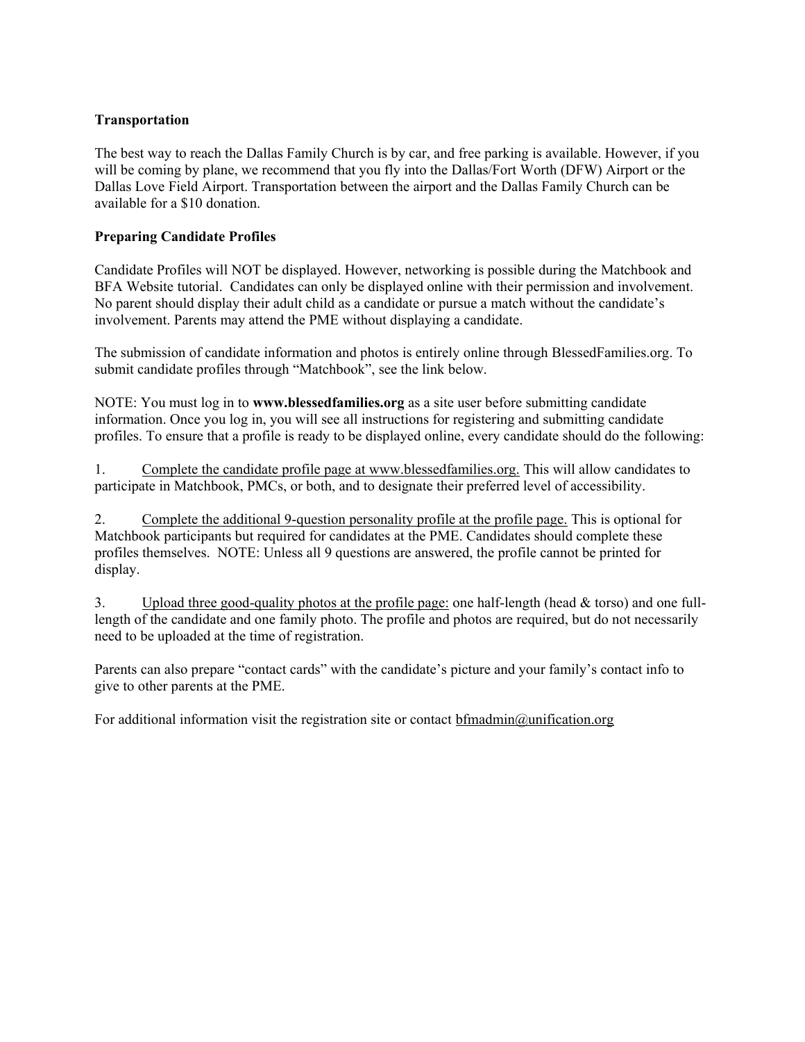**Transportation**

The best way to reach the Dallas Family Church is by car, and free parking is available. However, if you will be coming by plane, we recommend that you fly into the Dallas/Fort Worth (DFW) Airport or the Dallas Love Field Airport. Transportation between the airport and the Dallas Family Church can be available for a $10 donation.

**Preparing Candidate Profiles**

Candidate Profiles will NOT be displayed. However, networking is possible during the Matchbook and BFA Website tutorial. Candidates can only be displayed online with their permission and involvement. No parent should display their adult child as a candidate or pursue a match without the candidate's involvement. Parents may attend the PME without displaying a candidate.

The submission of candidate information and photos is entirely online through BlessedFamilies.org. To submit candidate profiles through "Matchbook", see the link below.

NOTE: You must log in to **www.blessedfamilies.org** as a site user before submitting candidate information. Once you log in, you will see all instructions for registering and submitting candidate profiles. To ensure that a profile is ready to be displayed online, every candidate should do the following:

1. Complete the candidate profile page at www.blessedfamilies.org. This will allow candidates to participate in Matchbook, PMCs, or both, and to designate their preferred level of accessibility.

2. Complete the additional 9-question personality profile at the profile page. This is optional for Matchbook participants but required for candidates at the PME. Candidates should complete these profiles themselves. NOTE: Unless all 9 questions are answered, the profile cannot be printed for display.

3. Upload three good-quality photos at the profile page: one half-length (head & torso) and one full-length of the candidate and one family photo. The profile and photos are required, but do not necessarily need to be uploaded at the time of registration.

Parents can also prepare "contact cards" with the candidate's picture and your family's contact info to give to other parents at the PME.

For additional information visit the registration site or contact bfmadmin@unification.org